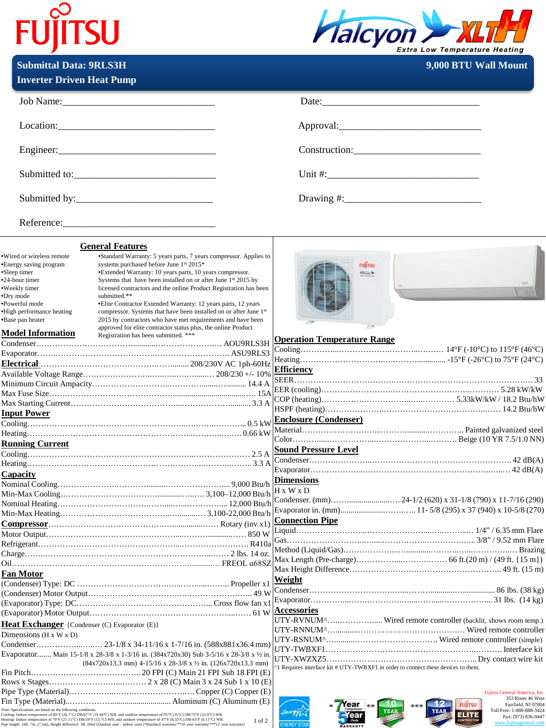# FUJITSU

**Halcyon XLTH — Extra Low Temperature Heating**

## Submittal Data: 9RLS3H — 9,000 BTU Wall Mount
## Inverter Driven Heat Pump

Job Name:______________________________ Date:______________________________

Location:______________________________ Approval:______________________________

Engineer:______________________________ Construction:______________________________

Submitted to:______________________________ Unit #:______________________________

Submitted by:______________________________ Drawing #:______________________________

Reference:______________________________

## General Features

- •Wired or wireless remote
- •Energy saving program
- •Sleep timer
- •24-hour timer
- •Weekly timer
- •Dry mode
- •Powerful mode
- •High performance heating
- •Base pan heater

- •Standard Warranty: 5 years parts, 7 years compressor. Applies to systems purchased before June 1st 2015*
- •Extended Warranty: 10 years parts, 10 years compressor. Systems that have been installed on or after June 1st 2015 by licensed contractors and the online Product Registration has been submitted.**
- •Elite Contractor Extended Warranty: 12 years parts, 12 years compressor. Systems that have been installed on or after June 1st 2015 by contractors who have met requirements and have been approved for elite contractor status plus, the online Product Registration has been submitted. ***

## Model Information

Condenser: AOU9RLS3H
Evaporator: ASU9RLS3

## Electrical
208/230V AC 1ph-60Hz

Available Voltage Range: 208/230 +/- 10%
Minimum Circuit Ampacity: 14.4 A
Max Fuse Size: 15A
Max Starting Current: 3.3 A

## Input Power
Cooling: 0.5 kW
Heating: 0.66 kW

## Running Current
Cooling: 2.5 A
Heating: 3.3 A

## Capacity
Nominal Cooling: 9,000 Btu/h
Min-Max Cooling: 3,100–12,000 Btu/h
Nominal Heating: 12,000 Btu/h
Min-Max Heating: 3,100-22,000 Btu/h

## Compressor
Rotary (inv x1)

Motor Output: 850 W
Refrigerant: R410a
Charge: 2 lbs. 14 oz.
Oil: FREOL α68SZ

## Fan Motor
(Condenser) Type: DC: Propeller x1
(Condenser) Motor Output: 49 W
(Evaporator) Type: DC: Cross flow fan x1
(Evaporator) Motor Output: 61 W

## Heat Exchanger {Condenser (C) Evaporator (E)}
Dimensions (H x W x D)
Condenser: 23-1/8 x 34-11/16 x 1-7/16 in. (588x881x36.4 mm)
Evaporator: Main 15-1/8 x 28-3/8 x 1-3/16 in. (384x720x30) Sub 3-5/16 x 28-3/8 x ½ in. (84x720x13.3 mm) 4-15/16 x 28-3/8 x ½ in. (126x720x13.3 mm)
Fin Pitch: 20 FPI (C) Main 21 FPI Sub 18 FPI (E)
Rows x Stages: 2 x 28 (C) Main 3 x 24 Sub 1 x 10 (E)
Pipe Type (Material): Copper (C) Copper (E)
Fin Type (Material): Aluminum (C) Aluminum (E)

Note: Specifications are based on the following conditions.
Cooling: Indoor temperature of 80°F (26.7°C) DB/67°F (19.44°C) WB, and outdoor temperature of 95°F (35°C) DB/75°F (23.9°C) WB.
Heating: Indoor temperature of 70°F (21.11°C) DB/59°F (15.°C) WB, and outdoor temperature of 47°F (8.33°C) DB/43°F (6.11°C) WB.
Pipe length: 24ft. 7in. (7.5m), Height difference: 0ft. (0m) (Outdoor unit – indoor unit) (*Standard warranty/**10 year warranty/***12 year warranty)

## Operation Temperature Range
Cooling: 14°F (-10°C) to 115°F (46°C)
Heating: -15°F (-26°C) to 75°F (24°C)

## Efficiency
SEER: 33
EER (cooling): 5.28 kW/kW
COP (heating): 5.33kW/kW / 18.2 Btu/hW
HSPF (heating): 14.2 Btu/hW

## Enclosure (Condenser)
Material: Painted galvanized steel
Color: Beige (10 YR 7.5/1.0 NN)

## Sound Pressure Level
Condenser: 42 dB(A)
Evaporator: 42 dB(A)

## Dimensions
H x W x D
Condenser. (mm): 24-1/2 (620) x 31-1/8 (790) x 11-7/16 (290)
Evaporator in. (mm): 11- 5/8 (295) x 37 (940) x 10-5/8 (270)

## Connection Pipe
Liquid: 1/4" / 6.35 mm Flare
Gas: 3/8" / 9.52 mm Flare
Method (Liquid/Gas): Brazing
Max Length (Pre-charge): 66 ft.(20 m) / (49 ft. {15 m})
Max Height Difference: 49 ft. (15 m)

## Weight
Condenser: 86 lbs. (38 kg)
Evaporator: 31 lbs. (14 kg)

## Accessories
UTY-RVNUM^: Wired remote controller (backlit, shows room temp.)
UTY-RNNUM^: Wired remote controller
UTY-RSNUM^: Wired remote controller (simple)
UTY-TWBXF1: Interface kit
UTY-XWZXZ5: Dry contact wire kit

^1 Requires interface kit # UTY-TWBXF1 in order to connect these devices to them.

ENERGY STAR · * 7 Year Compressor 5 Year Parts Warranty · ** 10 Year · *** 12 Year · FUJITSU ELITE CONTRACTOR

Fujitsu General America, Inc.
353 Route 46 West
Fairfield, NJ 07004
Toll Free: 1-888-888-3424
Fax: (973) 836-0447
www.fujitsugeneral.com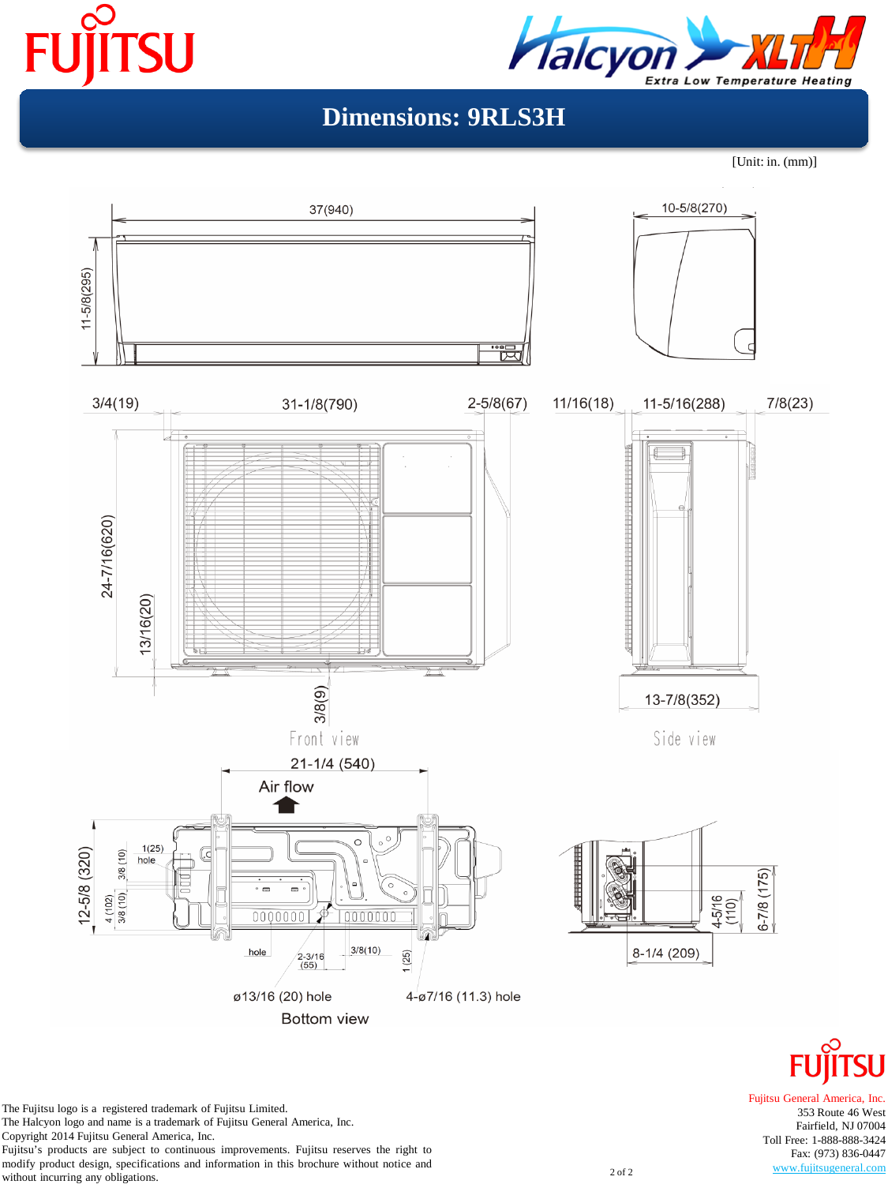# Dimensions: 9RLS3H

[Unit: in. (mm)]

37(940)

10-5/8(270)

11-5/8(295)

3/4(19)

31-1/8(790)

2-5/8(67)

11/16(18)

11-5/16(288)

7/8(23)

24-7/16(620)

13/16(20)

3/8(9)

13-7/8(352)

Front view

Side view

21-1/4 (540)

Air flow

12-5/8 (320)

1(25) hole

3/8 (10)

4 (102)

3/8 (10)

hole

2-3/16 (55)

3/8(10)

1 (25)

ø13/16 (20) hole

4-ø7/16 (11.3) hole

Bottom view

4-5/16 (110)

6-7/8 (175)

8-1/4 (209)

The Fujitsu logo is a registered trademark of Fujitsu Limited.
The Halcyon logo and name is a trademark of Fujitsu General America, Inc.
Copyright 2014 Fujitsu General America, Inc.
Fujitsu's products are subject to continuous improvements. Fujitsu reserves the right to modify product design, specifications and information in this brochure without notice and without incurring any obligations.

Fujitsu General America, Inc.
353 Route 46 West
Fairfield, NJ 07004
Toll Free: 1-888-888-3424
Fax: (973) 836-0447
www.fujitsugeneral.com